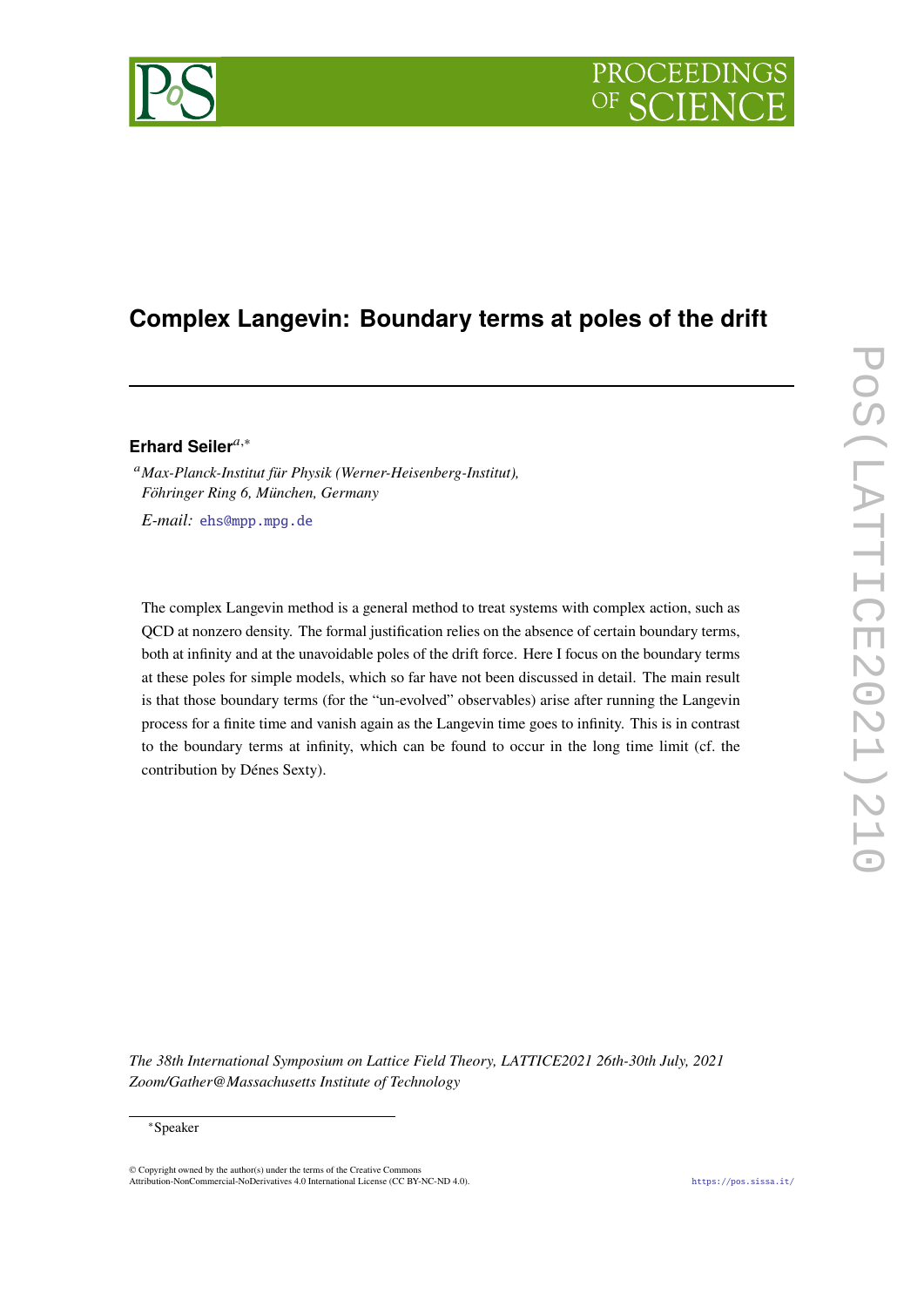# Complex Langevin: Boundary terms at poles of the drift

**Erhard Seiler**[a,*]

[a] *Max-Planck-Institut für Physik (Werner-Heisenberg-Institut), Föhringer Ring 6, München, Germany*

*E-mail:* ehs@mpp.mpg.de

The complex Langevin method is a general method to treat systems with complex action, such as QCD at nonzero density. The formal justification relies on the absence of certain boundary terms, both at infinity and at the unavoidable poles of the drift force. Here I focus on the boundary terms at these poles for simple models, which so far have not been discussed in detail. The main result is that those boundary terms (for the "un-evolved" observables) arise after running the Langevin process for a finite time and vanish again as the Langevin time goes to infinity. This is in contrast to the boundary terms at infinity, which can be found to occur in the long time limit (cf. the contribution by Dénes Sexty).

*The 38th International Symposium on Lattice Field Theory, LATTICE2021 26th-30th July, 2021 Zoom/Gather@Massachusetts Institute of Technology*

*Speaker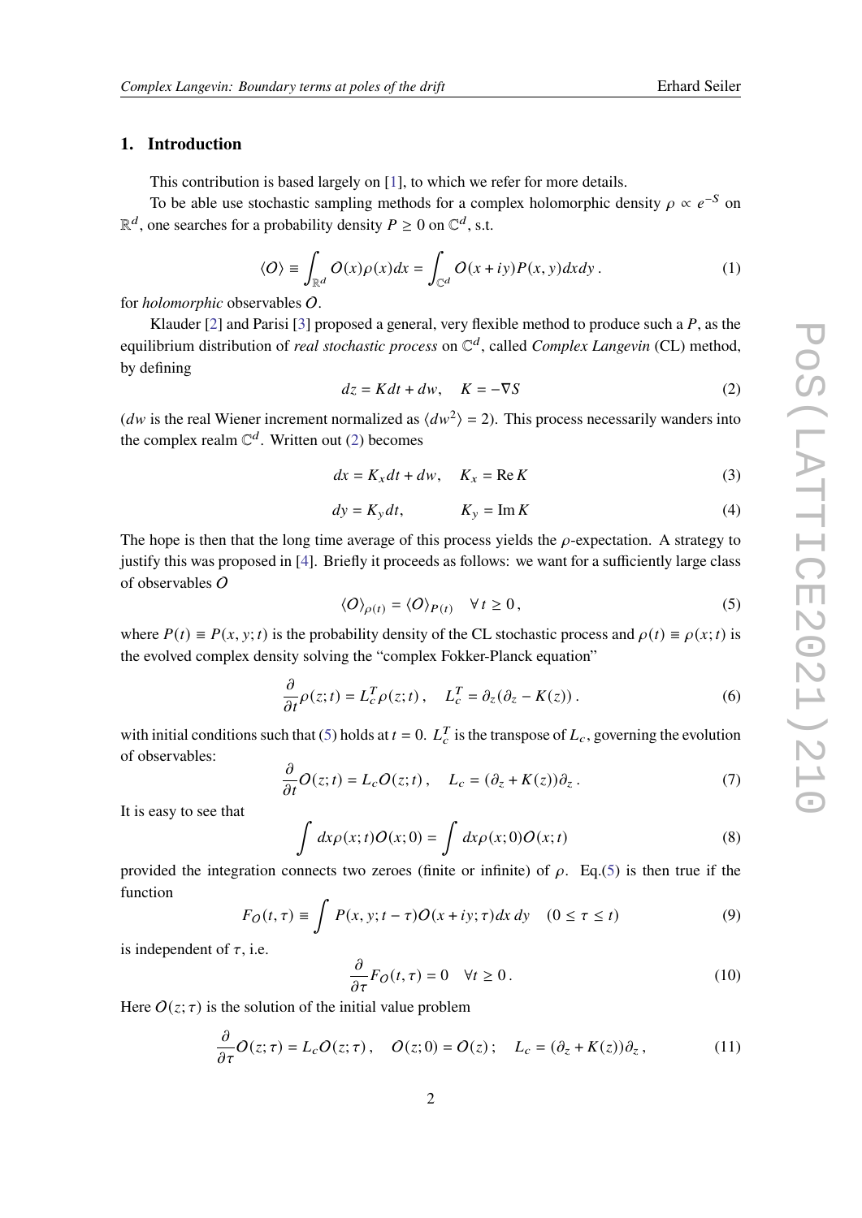## 1. Introduction

This contribution is based largely on [1], to which we refer for more details.

To be able use stochastic sampling methods for a complex holomorphic density $\rho \propto e^{-S}$ on $\mathbb{R}^d$, one searches for a probability density $P \geq 0$ on $\mathbb{C}^d$, s.t.

$$\langle O \rangle \equiv \int_{\mathbb{R}^d} O(x)\rho(x)dx = \int_{\mathbb{C}^d} O(x+iy)P(x,y)dxdy\,. \tag{1}$$

for *holomorphic* observables $O$.

Klauder [2] and Parisi [3] proposed a general, very flexible method to produce such a $P$, as the equilibrium distribution of *real stochastic process* on $\mathbb{C}^d$, called *Complex Langevin* (CL) method, by defining

$$dz = K dt + dw, \quad K = -\nabla S \tag{2}$$

($dw$ is the real Wiener increment normalized as $\langle dw^2 \rangle = 2$). This process necessarily wanders into the complex realm $\mathbb{C}^d$. Written out (2) becomes

$$dx = K_x dt + dw, \quad K_x = \operatorname{Re} K \tag{3}$$

$$dy = K_y dt, \qquad K_y = \operatorname{Im} K \tag{4}$$

The hope is then that the long time average of this process yields the $\rho$-expectation. A strategy to justify this was proposed in [4]. Briefly it proceeds as follows: we want for a sufficiently large class of observables $O$

$$\langle O \rangle_{\rho(t)} = \langle O \rangle_{P(t)} \quad \forall\, t \geq 0\,, \tag{5}$$

where $P(t) \equiv P(x,y;t)$ is the probability density of the CL stochastic process and $\rho(t) \equiv \rho(x;t)$ is the evolved complex density solving the "complex Fokker-Planck equation"

$$\frac{\partial}{\partial t}\rho(z;t) = L_c^T \rho(z;t)\,, \quad L_c^T = \partial_z(\partial_z - K(z))\,. \tag{6}$$

with initial conditions such that (5) holds at $t = 0$. $L_c^T$ is the transpose of $L_c$, governing the evolution of observables:

$$\frac{\partial}{\partial t}O(z;t) = L_c O(z;t)\,, \quad L_c = (\partial_z + K(z))\partial_z\,. \tag{7}$$

It is easy to see that

$$\int dx \rho(x;t) O(x;0) = \int dx \rho(x;0) O(x;t) \tag{8}$$

provided the integration connects two zeroes (finite or infinite) of $\rho$. Eq.(5) is then true if the function

$$F_O(t,\tau) \equiv \int P(x,y;t-\tau) O(x+iy;\tau) dx\, dy \quad (0 \leq \tau \leq t) \tag{9}$$

is independent of $\tau$, i.e.

$$\frac{\partial}{\partial \tau} F_O(t,\tau) = 0 \quad \forall t \geq 0\,. \tag{10}$$

Here $O(z;\tau)$ is the solution of the initial value problem

$$\frac{\partial}{\partial \tau}O(z;\tau) = L_c O(z;\tau)\,, \quad O(z;0) = O(z)\,; \quad L_c = (\partial_z + K(z))\partial_z\,, \tag{11}$$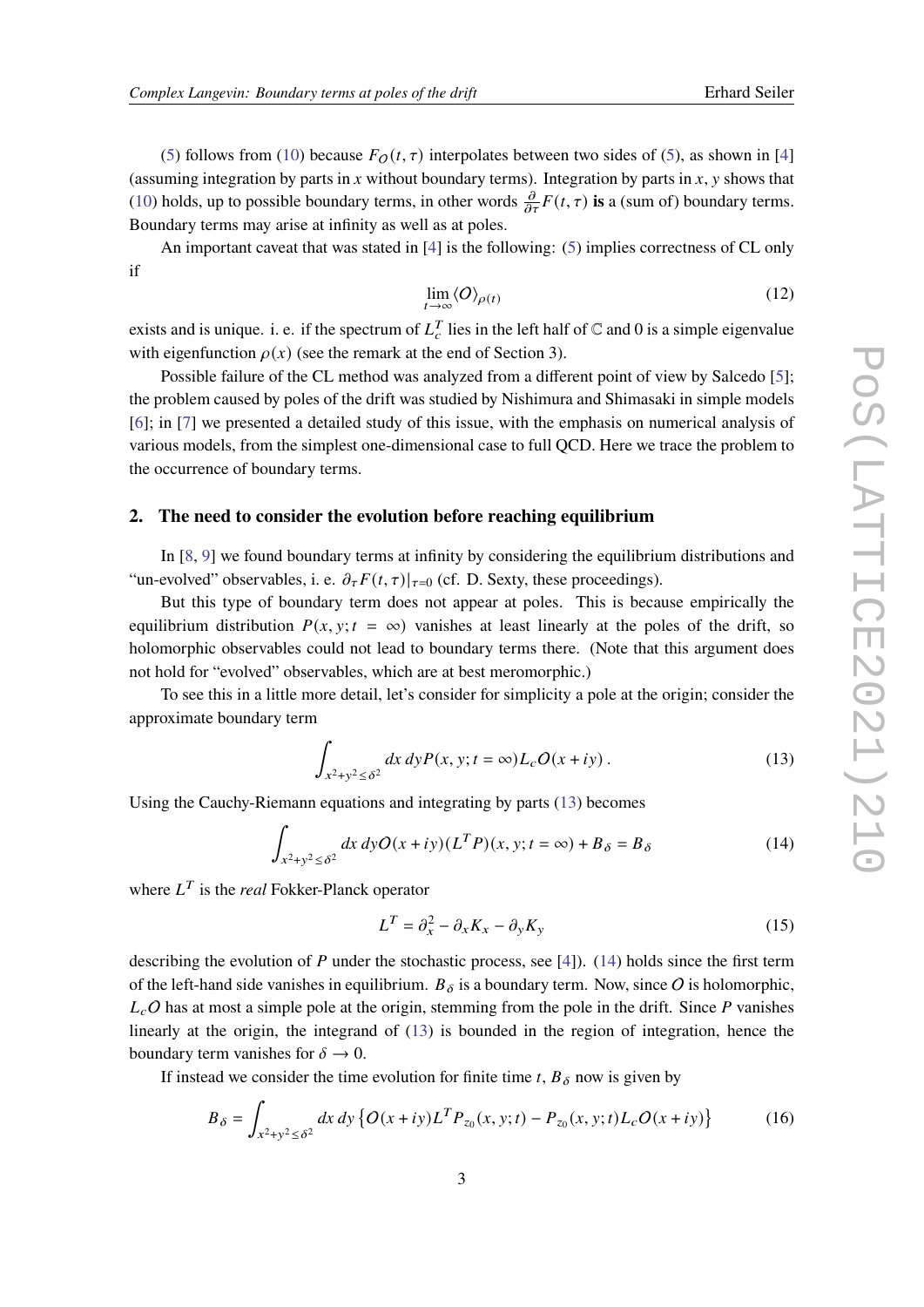(5) follows from (10) because $F_O(t,\tau)$ interpolates between two sides of (5), as shown in [4] (assuming integration by parts in $x$ without boundary terms). Integration by parts in $x$, $y$ shows that (10) holds, up to possible boundary terms, in other words $\frac{\partial}{\partial\tau}F(t,\tau)$ **is** a (sum of) boundary terms. Boundary terms may arise at infinity as well as at poles.

An important caveat that was stated in [4] is the following: (5) implies correctness of CL only if

$$\lim_{t\to\infty}\langle O\rangle_{\rho(t)} \tag{12}$$

exists and is unique. i. e. if the spectrum of $L_c^T$ lies in the left half of $\mathbb{C}$ and 0 is a simple eigenvalue with eigenfunction $\rho(x)$ (see the remark at the end of Section 3).

Possible failure of the CL method was analyzed from a different point of view by Salcedo [5]; the problem caused by poles of the drift was studied by Nishimura and Shimasaki in simple models [6]; in [7] we presented a detailed study of this issue, with the emphasis on numerical analysis of various models, from the simplest one-dimensional case to full QCD. Here we trace the problem to the occurrence of boundary terms.

## 2. The need to consider the evolution before reaching equilibrium

In [8, 9] we found boundary terms at infinity by considering the equilibrium distributions and "un-evolved" observables, i. e. $\partial_\tau F(t,\tau)|_{\tau=0}$ (cf. D. Sexty, these proceedings).

But this type of boundary term does not appear at poles. This is because empirically the equilibrium distribution $P(x,y;t=\infty)$ vanishes at least linearly at the poles of the drift, so holomorphic observables could not lead to boundary terms there. (Note that this argument does not hold for "evolved" observables, which are at best meromorphic.)

To see this in a little more detail, let's consider for simplicity a pole at the origin; consider the approximate boundary term

$$\int_{x^2+y^2\leq\delta^2} dx\,dy P(x,y;t=\infty)L_cO(x+iy)\,. \tag{13}$$

Using the Cauchy-Riemann equations and integrating by parts (13) becomes

$$\int_{x^2+y^2\leq\delta^2} dx\,dy O(x+iy)(L^TP)(x,y;t=\infty)+B_\delta=B_\delta \tag{14}$$

where $L^T$ is the *real* Fokker-Planck operator

$$L^T=\partial_x^2-\partial_xK_x-\partial_yK_y \tag{15}$$

describing the evolution of $P$ under the stochastic process, see [4]). (14) holds since the first term of the left-hand side vanishes in equilibrium. $B_\delta$ is a boundary term. Now, since $O$ is holomorphic, $L_cO$ has at most a simple pole at the origin, stemming from the pole in the drift. Since $P$ vanishes linearly at the origin, the integrand of (13) is bounded in the region of integration, hence the boundary term vanishes for $\delta\to 0$.

If instead we consider the time evolution for finite time $t$, $B_\delta$ now is given by

$$B_\delta=\int_{x^2+y^2\leq\delta^2} dx\,dy\left\{O(x+iy)L^TP_{z_0}(x,y;t)-P_{z_0}(x,y;t)L_cO(x+iy)\right\} \tag{16}$$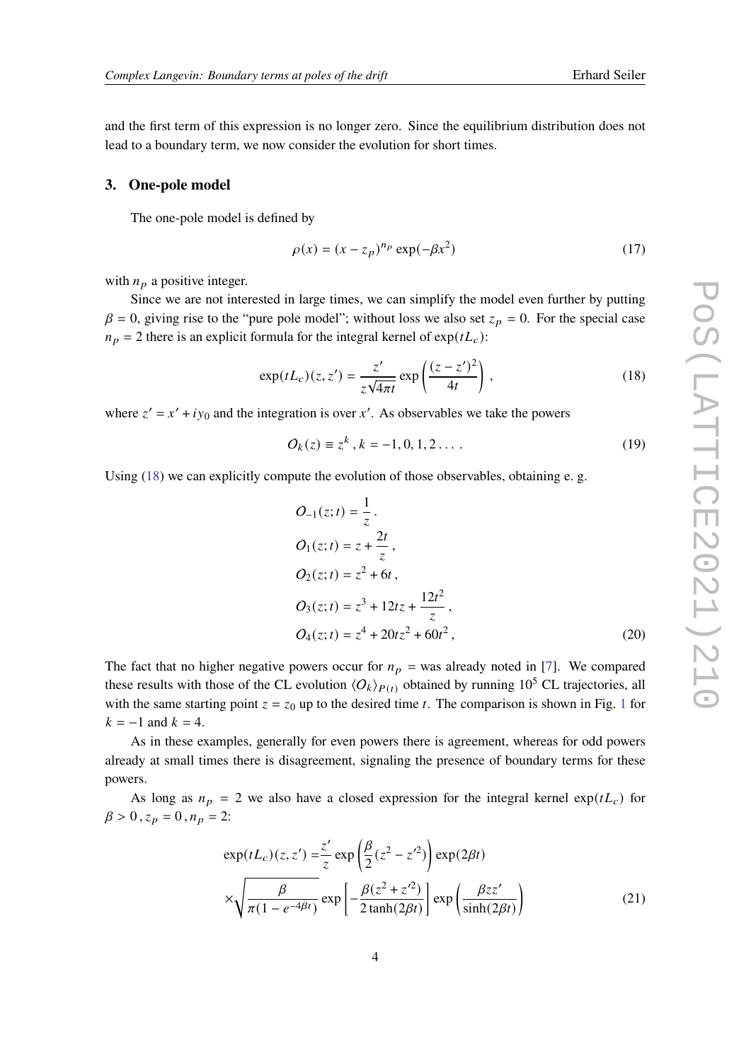and the first term of this expression is no longer zero. Since the equilibrium distribution does not lead to a boundary term, we now consider the evolution for short times.

## 3. One-pole model

The one-pole model is defined by

$$\rho(x) = (x - z_p)^{n_p} \exp(-\beta x^2) \tag{17}$$

with $n_p$ a positive integer.

Since we are not interested in large times, we can simplify the model even further by putting $\beta = 0$, giving rise to the "pure pole model"; without loss we also set $z_p = 0$. For the special case $n_p = 2$ there is an explicit formula for the integral kernel of $\exp(tL_c)$:

$$\exp(tL_c)(z, z') = \frac{z'}{z\sqrt{4\pi t}} \exp\left(\frac{(z - z')^2}{4t}\right), \tag{18}$$

where $z' = x' + iy_0$ and the integration is over $x'$. As observables we take the powers

$$O_k(z) \equiv z^k, k = -1, 0, 1, 2 \dots. \tag{19}$$

Using (18) we can explicitly compute the evolution of those observables, obtaining e. g.

$$\begin{aligned}
O_{-1}(z;t) &= \frac{1}{z}. \\
O_1(z;t) &= z + \frac{2t}{z}, \\
O_2(z;t) &= z^2 + 6t, \\
O_3(z;t) &= z^3 + 12tz + \frac{12t^2}{z}, \\
O_4(z;t) &= z^4 + 20tz^2 + 60t^2,
\end{aligned} \tag{20}$$

The fact that no higher negative powers occur for $n_p$ = was already noted in [7]. We compared these results with those of the CL evolution $\langle O_k \rangle_{P(t)}$ obtained by running $10^5$ CL trajectories, all with the same starting point $z = z_0$ up to the desired time $t$. The comparison is shown in Fig. 1 for $k = -1$ and $k = 4$.

As in these examples, generally for even powers there is agreement, whereas for odd powers already at small times there is disagreement, signaling the presence of boundary terms for these powers.

As long as $n_p = 2$ we also have a closed expression for the integral kernel $\exp(tL_c)$ for $\beta > 0$, $z_p = 0$, $n_p = 2$:

$$\begin{aligned}
\exp(tL_c)(z, z') =& \frac{z'}{z} \exp\left(\frac{\beta}{2}(z^2 - z'^2)\right) \exp(2\beta t) \\
&\times \sqrt{\frac{\beta}{\pi(1 - e^{-4\beta t})}} \exp\left[-\frac{\beta(z^2 + z'^2)}{2\tanh(2\beta t)}\right] \exp\left(\frac{\beta z z'}{\sinh(2\beta t)}\right)
\end{aligned} \tag{21}$$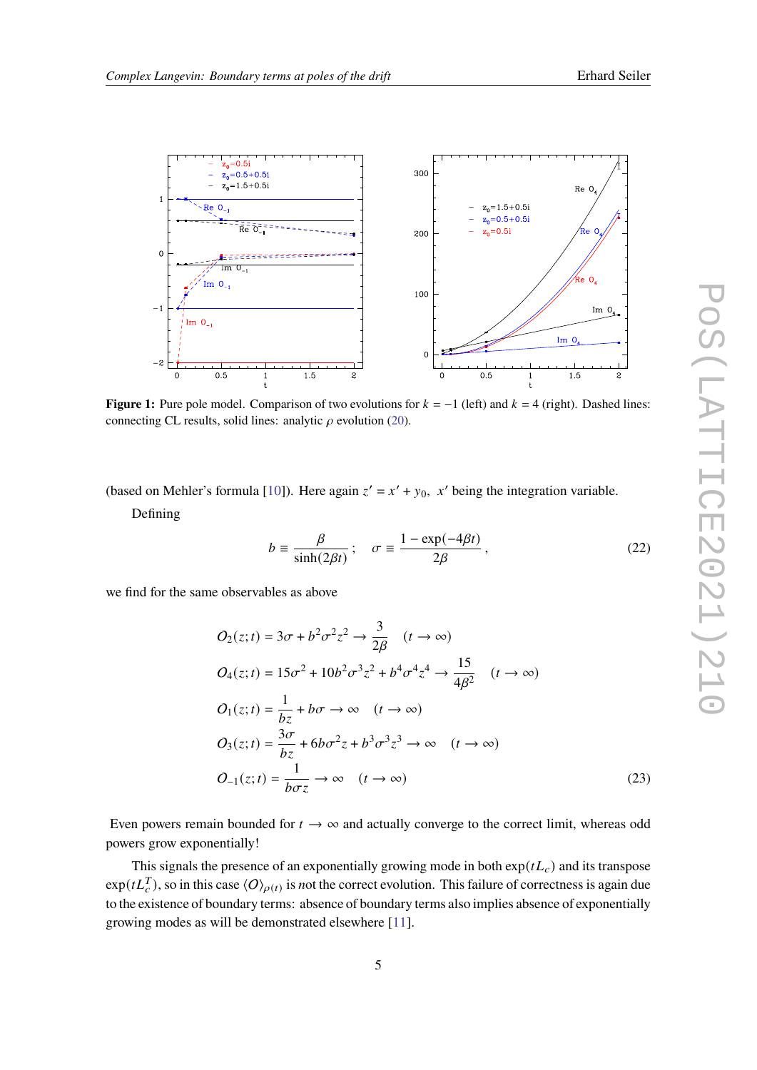**Figure 1:** Pure pole model. Comparison of two evolutions for $k = -1$ (left) and $k = 4$ (right). Dashed lines: connecting CL results, solid lines: analytic $\rho$ evolution (20).

(based on Mehler's formula [10]). Here again $z' = x' + y_0$, $x'$ being the integration variable.

Defining

$$b \equiv \frac{\beta}{\sinh(2\beta t)}\,; \qquad \sigma \equiv \frac{1-\exp(-4\beta t)}{2\beta}\,, \tag{22}$$

we find for the same observables as above

$$\begin{aligned}
O_2(z;t) &= 3\sigma + b^2\sigma^2 z^2 \to \frac{3}{2\beta} \quad (t\to\infty)\\
O_4(z;t) &= 15\sigma^2 + 10b^2\sigma^3 z^2 + b^4\sigma^4 z^4 \to \frac{15}{4\beta^2} \quad (t\to\infty)\\
O_1(z;t) &= \frac{1}{bz} + b\sigma \to \infty \quad (t\to\infty)\\
O_3(z;t) &= \frac{3\sigma}{bz} + 6b\sigma^2 z + b^3\sigma^3 z^3 \to \infty \quad (t\to\infty)\\
O_{-1}(z;t) &= \frac{1}{b\sigma z} \to \infty \quad (t\to\infty)
\end{aligned} \tag{23}$$

Even powers remain bounded for $t\to\infty$ and actually converge to the correct limit, whereas odd powers grow exponentially!

This signals the presence of an exponentially growing mode in both $\exp(tL_c)$ and its transpose $\exp(tL_c^T)$, so in this case $\langle O\rangle_{\rho(t)}$ is *not* the correct evolution. This failure of correctness is again due to the existence of boundary terms: absence of boundary terms also implies absence of exponentially growing modes as will be demonstrated elsewhere [11].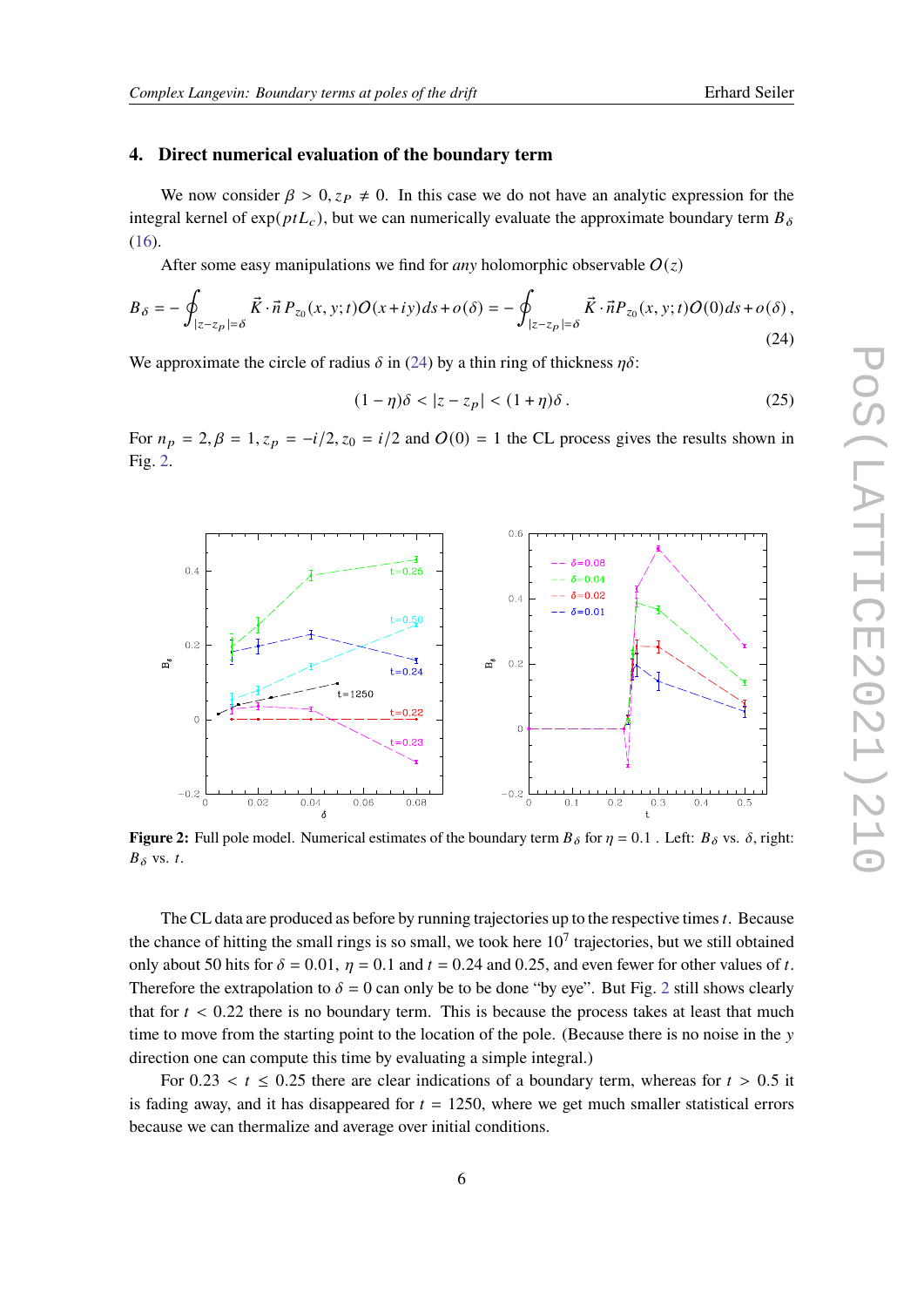## 4. Direct numerical evaluation of the boundary term

We now consider $\beta > 0, z_P \neq 0$. In this case we do not have an analytic expression for the integral kernel of $\exp(ptL_c)$, but we can numerically evaluate the approximate boundary term $B_\delta$ (16).

After some easy manipulations we find for *any* holomorphic observable $O(z)$

$$B_\delta = -\oint_{|z-z_P|=\delta} \vec{K}\cdot\vec{n}\, P_{z_0}(x,y;t) O(x+iy) ds + o(\delta) = -\oint_{|z-z_P|=\delta} \vec{K}\cdot\vec{n} P_{z_0}(x,y;t) O(0) ds + o(\delta)\,, \tag{24}$$

We approximate the circle of radius $\delta$ in (24) by a thin ring of thickness $\eta\delta$:

$$(1-\eta)\delta < |z - z_p| < (1+\eta)\delta\,. \tag{25}$$

For $n_p = 2, \beta = 1, z_p = -i/2, z_0 = i/2$ and $O(0) = 1$ the CL process gives the results shown in Fig. 2.

**Figure 2:** Full pole model. Numerical estimates of the boundary term $B_\delta$ for $\eta = 0.1$ . Left: $B_\delta$ vs. $\delta$, right: $B_\delta$ vs. $t$.

The CL data are produced as before by running trajectories up to the respective times $t$. Because the chance of hitting the small rings is so small, we took here $10^7$ trajectories, but we still obtained only about 50 hits for $\delta = 0.01$, $\eta = 0.1$ and $t = 0.24$ and 0.25, and even fewer for other values of $t$. Therefore the extrapolation to $\delta = 0$ can only be to be done "by eye". But Fig. 2 still shows clearly that for $t < 0.22$ there is no boundary term. This is because the process takes at least that much time to move from the starting point to the location of the pole. (Because there is no noise in the $y$ direction one can compute this time by evaluating a simple integral.)

For $0.23 < t \leq 0.25$ there are clear indications of a boundary term, whereas for $t > 0.5$ it is fading away, and it has disappeared for $t = 1250$, where we get much smaller statistical errors because we can thermalize and average over initial conditions.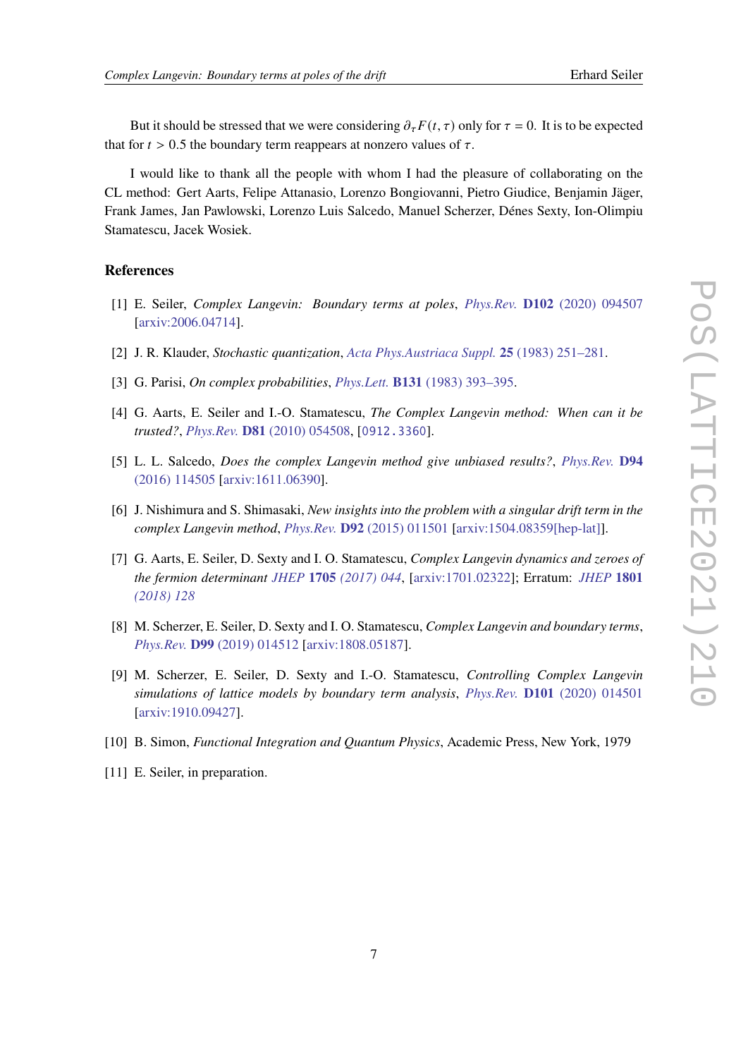But it should be stressed that we were considering $\partial_\tau F(t,\tau)$ only for $\tau = 0$. It is to be expected that for $t > 0.5$ the boundary term reappears at nonzero values of $\tau$.

I would like to thank all the people with whom I had the pleasure of collaborating on the CL method: Gert Aarts, Felipe Attanasio, Lorenzo Bongiovanni, Pietro Giudice, Benjamin Jäger, Frank James, Jan Pawlowski, Lorenzo Luis Salcedo, Manuel Scherzer, Dénes Sexty, Ion-Olimpiu Stamatescu, Jacek Wosiek.

## References

[1] E. Seiler, *Complex Langevin: Boundary terms at poles*, *Phys.Rev.* **D102** (2020) 094507 [arxiv:2006.04714].

[2] J. R. Klauder, *Stochastic quantization*, *Acta Phys.Austriaca Suppl.* **25** (1983) 251–281.

[3] G. Parisi, *On complex probabilities*, *Phys.Lett.* **B131** (1983) 393–395.

[4] G. Aarts, E. Seiler and I.-O. Stamatescu, *The Complex Langevin method: When can it be trusted?*, *Phys.Rev.* **D81** (2010) 054508, [0912.3360].

[5] L. L. Salcedo, *Does the complex Langevin method give unbiased results?*, *Phys.Rev.* **D94** (2016) 114505 [arxiv:1611.06390].

[6] J. Nishimura and S. Shimasaki, *New insights into the problem with a singular drift term in the complex Langevin method*, *Phys.Rev.* **D92** (2015) 011501 [arxiv:1504.08359[hep-lat]].

[7] G. Aarts, E. Seiler, D. Sexty and I. O. Stamatescu, *Complex Langevin dynamics and zeroes of the fermion determinant* *JHEP* **1705** *(2017) 044*, [arxiv:1701.02322]; Erratum: *JHEP* **1801** *(2018) 128*

[8] M. Scherzer, E. Seiler, D. Sexty and I. O. Stamatescu, *Complex Langevin and boundary terms*, *Phys.Rev.* **D99** (2019) 014512 [arxiv:1808.05187].

[9] M. Scherzer, E. Seiler, D. Sexty and I.-O. Stamatescu, *Controlling Complex Langevin simulations of lattice models by boundary term analysis*, *Phys.Rev.* **D101** (2020) 014501 [arxiv:1910.09427].

[10] B. Simon, *Functional Integration and Quantum Physics*, Academic Press, New York, 1979

[11] E. Seiler, in preparation.